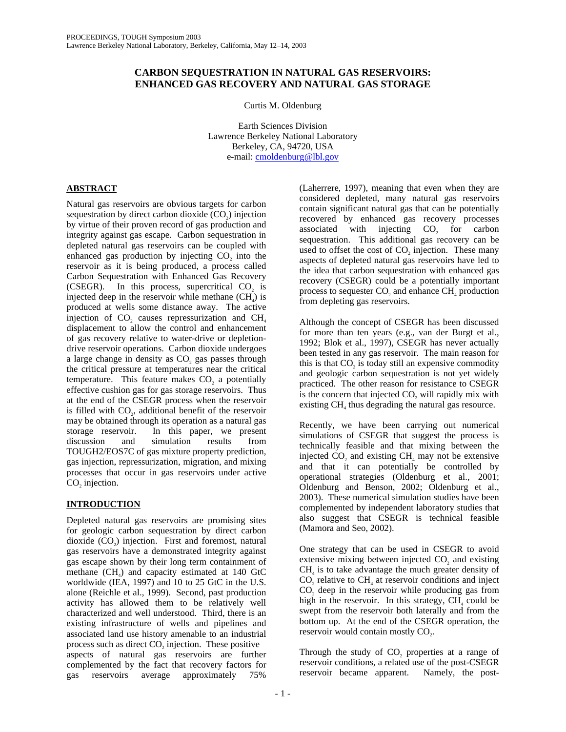# CARBON SEQUESTRATION IN NATURAL GAS RESERVOIRS: ENHANCED GAS RECOVERY AND NATURAL GAS STORAGE

Curtis M. Oldenburg

Earth Sciences Division
Lawrence Berkeley National Laboratory
Berkeley, CA, 94720, USA
e-mail: cmoldenburg@lbl.gov

## ABSTRACT

Natural gas reservoirs are obvious targets for carbon sequestration by direct carbon dioxide ($CO_2$) injection by virtue of their proven record of gas production and integrity against gas escape. Carbon sequestration in depleted natural gas reservoirs can be coupled with enhanced gas production by injecting $CO_2$ into the reservoir as it is being produced, a process called Carbon Sequestration with Enhanced Gas Recovery (CSEGR). In this process, supercritical $CO_2$ is injected deep in the reservoir while methane ($CH_4$) is produced at wells some distance away. The active injection of $CO_2$ causes repressurization and $CH_4$ displacement to allow the control and enhancement of gas recovery relative to water-drive or depletion-drive reservoir operations. Carbon dioxide undergoes a large change in density as $CO_2$ gas passes through the critical pressure at temperatures near the critical temperature. This feature makes $CO_2$ a potentially effective cushion gas for gas storage reservoirs. Thus at the end of the CSEGR process when the reservoir is filled with $CO_2$, additional benefit of the reservoir may be obtained through its operation as a natural gas storage reservoir. In this paper, we present discussion and simulation results from TOUGH2/EOS7C of gas mixture property prediction, gas injection, repressurization, migration, and mixing processes that occur in gas reservoirs under active $CO_2$ injection.

## INTRODUCTION

Depleted natural gas reservoirs are promising sites for geologic carbon sequestration by direct carbon dioxide ($CO_2$) injection. First and foremost, natural gas reservoirs have a demonstrated integrity against gas escape shown by their long term containment of methane ($CH_4$) and capacity estimated at 140 GtC worldwide (IEA, 1997) and 10 to 25 GtC in the U.S. alone (Reichle et al., 1999). Second, past production activity has allowed them to be relatively well characterized and well understood. Third, there is an existing infrastructure of wells and pipelines and associated land use history amenable to an industrial process such as direct $CO_2$ injection. These positive aspects of natural gas reservoirs are further complemented by the fact that recovery factors for gas reservoirs average approximately 75% (Laherrere, 1997), meaning that even when they are considered depleted, many natural gas reservoirs contain significant natural gas that can be potentially recovered by enhanced gas recovery processes associated with injecting $CO_2$ for carbon sequestration. This additional gas recovery can be used to offset the cost of $CO_2$ injection. These many aspects of depleted natural gas reservoirs have led to the idea that carbon sequestration with enhanced gas recovery (CSEGR) could be a potentially important process to sequester $CO_2$ and enhance $CH_4$ production from depleting gas reservoirs.

Although the concept of CSEGR has been discussed for more than ten years (e.g., van der Burgt et al., 1992; Blok et al., 1997), CSEGR has never actually been tested in any gas reservoir. The main reason for this is that $CO_2$ is today still an expensive commodity and geologic carbon sequestration is not yet widely practiced. The other reason for resistance to CSEGR is the concern that injected $CO_2$ will rapidly mix with existing $CH_4$ thus degrading the natural gas resource.

Recently, we have been carrying out numerical simulations of CSEGR that suggest the process is technically feasible and that mixing between the injected $CO_2$ and existing $CH_4$ may not be extensive and that it can potentially be controlled by operational strategies (Oldenburg et al., 2001; Oldenburg and Benson, 2002; Oldenburg et al., 2003). These numerical simulation studies have been complemented by independent laboratory studies that also suggest that CSEGR is technical feasible (Mamora and Seo, 2002).

One strategy that can be used in CSEGR to avoid extensive mixing between injected $CO_2$ and existing $CH_4$ is to take advantage the much greater density of $CO_2$ relative to $CH_4$ at reservoir conditions and inject $CO_2$ deep in the reservoir while producing gas from high in the reservoir. In this strategy, $CH_4$ could be swept from the reservoir both laterally and from the bottom up. At the end of the CSEGR operation, the reservoir would contain mostly $CO_2$.

Through the study of $CO_2$ properties at a range of reservoir conditions, a related use of the post-CSEGR reservoir became apparent. Namely, the post-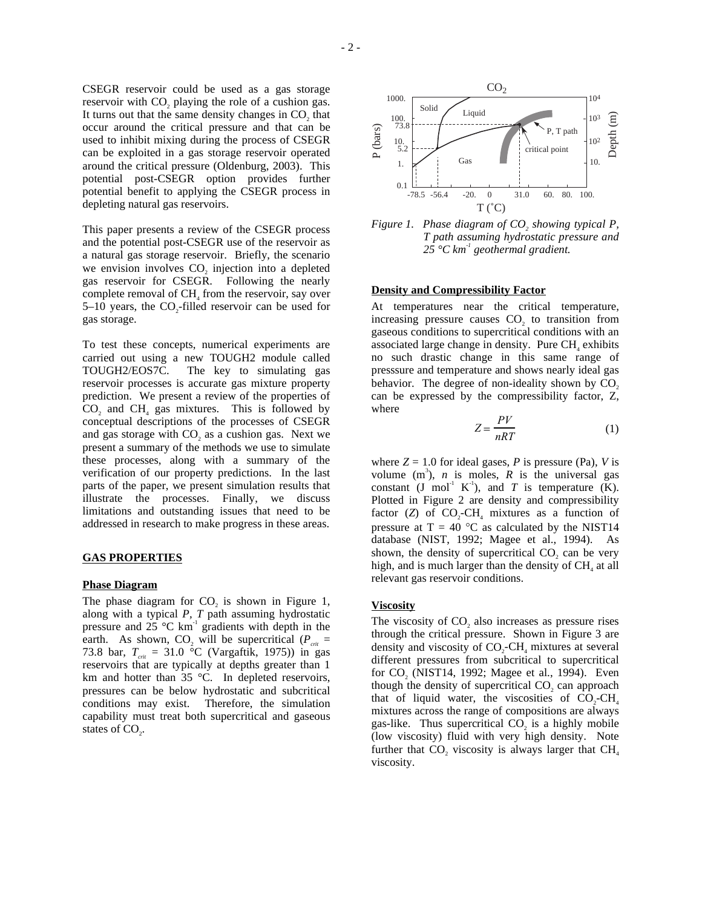CSEGR reservoir could be used as a gas storage reservoir with $CO_2$ playing the role of a cushion gas. It turns out that the same density changes in $CO_2$ that occur around the critical pressure and that can be used to inhibit mixing during the process of CSEGR can be exploited in a gas storage reservoir operated around the critical pressure (Oldenburg, 2003). This potential post-CSEGR option provides further potential benefit to applying the CSEGR process in depleting natural gas reservoirs.

This paper presents a review of the CSEGR process and the potential post-CSEGR use of the reservoir as a natural gas storage reservoir. Briefly, the scenario we envision involves $CO_2$ injection into a depleted gas reservoir for CSEGR. Following the nearly complete removal of $CH_4$ from the reservoir, say over 5–10 years, the $CO_2$-filled reservoir can be used for gas storage.

To test these concepts, numerical experiments are carried out using a new TOUGH2 module called TOUGH2/EOS7C. The key to simulating gas reservoir processes is accurate gas mixture property prediction. We present a review of the properties of $CO_2$ and $CH_4$ gas mixtures. This is followed by conceptual descriptions of the processes of CSEGR and gas storage with $CO_2$ as a cushion gas. Next we present a summary of the methods we use to simulate these processes, along with a summary of the verification of our property predictions. In the last parts of the paper, we present simulation results that illustrate the processes. Finally, we discuss limitations and outstanding issues that need to be addressed in research to make progress in these areas.

## GAS PROPERTIES

### Phase Diagram

The phase diagram for $CO_2$ is shown in Figure 1, along with a typical *P*, *T* path assuming hydrostatic pressure and 25 °C km$^{-1}$ gradients with depth in the earth. As shown, $CO_2$ will be supercritical ($P_{crit}$ = 73.8 bar, $T_{crit}$ = 31.0 °C (Vargaftik, 1975)) in gas reservoirs that are typically at depths greater than 1 km and hotter than 35 °C. In depleted reservoirs, pressures can be below hydrostatic and subcritical conditions may exist. Therefore, the simulation capability must treat both supercritical and gaseous states of $CO_2$.

*Figure 1. Phase diagram of $CO_2$ showing typical P, T path assuming hydrostatic pressure and 25 °C km$^{-1}$ geothermal gradient.*

### Density and Compressibility Factor

At temperatures near the critical temperature, increasing pressure causes $CO_2$ to transition from gaseous conditions to supercritical conditions with an associated large change in density. Pure $CH_4$ exhibits no such drastic change in this same range of presssure and temperature and shows nearly ideal gas behavior. The degree of non-ideality shown by $CO_2$ can be expressed by the compressibility factor, Z, where

$$Z = \frac{PV}{nRT} \qquad (1)$$

where $Z$ = 1.0 for ideal gases, $P$ is pressure (Pa), $V$ is volume (m$^3$), $n$ is moles, $R$ is the universal gas constant (J mol$^{-1}$ K$^{-1}$), and $T$ is temperature (K). Plotted in Figure 2 are density and compressibility factor ($Z$) of $CO_2$-$CH_4$ mixtures as a function of pressure at T = 40 °C as calculated by the NIST14 database (NIST, 1992; Magee et al., 1994). As shown, the density of supercritical $CO_2$ can be very high, and is much larger than the density of $CH_4$ at all relevant gas reservoir conditions.

### Viscosity

The viscosity of $CO_2$ also increases as pressure rises through the critical pressure. Shown in Figure 3 are density and viscosity of $CO_2$-$CH_4$ mixtures at several different pressures from subcritical to supercritical for $CO_2$ (NIST14, 1992; Magee et al., 1994). Even though the density of supercritical $CO_2$ can approach that of liquid water, the viscosities of $CO_2$-$CH_4$ mixtures across the range of compositions are always gas-like. Thus supercritical $CO_2$ is a highly mobile (low viscosity) fluid with very high density. Note further that $CO_2$ viscosity is always larger that $CH_4$ viscosity.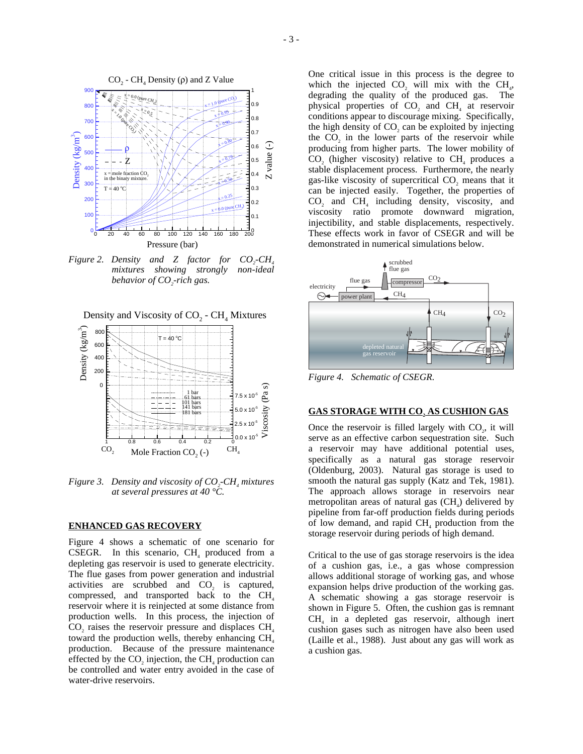*Figure 2. Density and Z factor for $CO_2$-$CH_4$ mixtures showing strongly non-ideal behavior of $CO_2$-rich gas.*

*Figure 3. Density and viscosity of $CO_2$-$CH_4$ mixtures at several pressures at 40 °C.*

## ENHANCED GAS RECOVERY

Figure 4 shows a schematic of one scenario for CSEGR. In this scenario, $CH_4$ produced from a depleting gas reservoir is used to generate electricity. The flue gases from power generation and industrial activities are scrubbed and $CO_2$ is captured, compressed, and transported back to the $CH_4$ reservoir where it is reinjected at some distance from production wells. In this process, the injection of $CO_2$ raises the reservoir pressure and displaces $CH_4$ toward the production wells, thereby enhancing $CH_4$ production. Because of the pressure maintenance effected by the $CO_2$ injection, the $CH_4$ production can be controlled and water entry avoided in the case of water-drive reservoirs.

One critical issue in this process is the degree to which the injected $CO_2$ will mix with the $CH_4$, degrading the quality of the produced gas. The physical properties of $CO_2$ and $CH_4$ at reservoir conditions appear to discourage mixing. Specifically, the high density of $CO_2$ can be exploited by injecting the $CO_2$ in the lower parts of the reservoir while producing from higher parts. The lower mobility of $CO_2$ (higher viscosity) relative to $CH_4$ produces a stable displacement process. Furthermore, the nearly gas-like viscosity of supercritical $CO_2$ means that it can be injected easily. Together, the properties of $CO_2$ and $CH_4$ including density, viscosity, and viscosity ratio promote downward migration, injectibility, and stable displacements, respectively. These effects work in favor of CSEGR and will be demonstrated in numerical simulations below.

*Figure 4. Schematic of CSEGR.*

## GAS STORAGE WITH $CO_2$ AS CUSHION GAS

Once the reservoir is filled largely with $CO_2$, it will serve as an effective carbon sequestration site. Such a reservoir may have additional potential uses, specifically as a natural gas storage reservoir (Oldenburg, 2003). Natural gas storage is used to smooth the natural gas supply (Katz and Tek, 1981). The approach allows storage in reservoirs near metropolitan areas of natural gas ($CH_4$) delivered by pipeline from far-off production fields during periods of low demand, and rapid $CH_4$ production from the storage reservoir during periods of high demand.

Critical to the use of gas storage reservoirs is the idea of a cushion gas, i.e., a gas whose compression allows additional storage of working gas, and whose expansion helps drive production of the working gas. A schematic showing a gas storage reservoir is shown in Figure 5. Often, the cushion gas is remnant $CH_4$ in a depleted gas reservoir, although inert cushion gases such as nitrogen have also been used (Laille et al., 1988). Just about any gas will work as a cushion gas.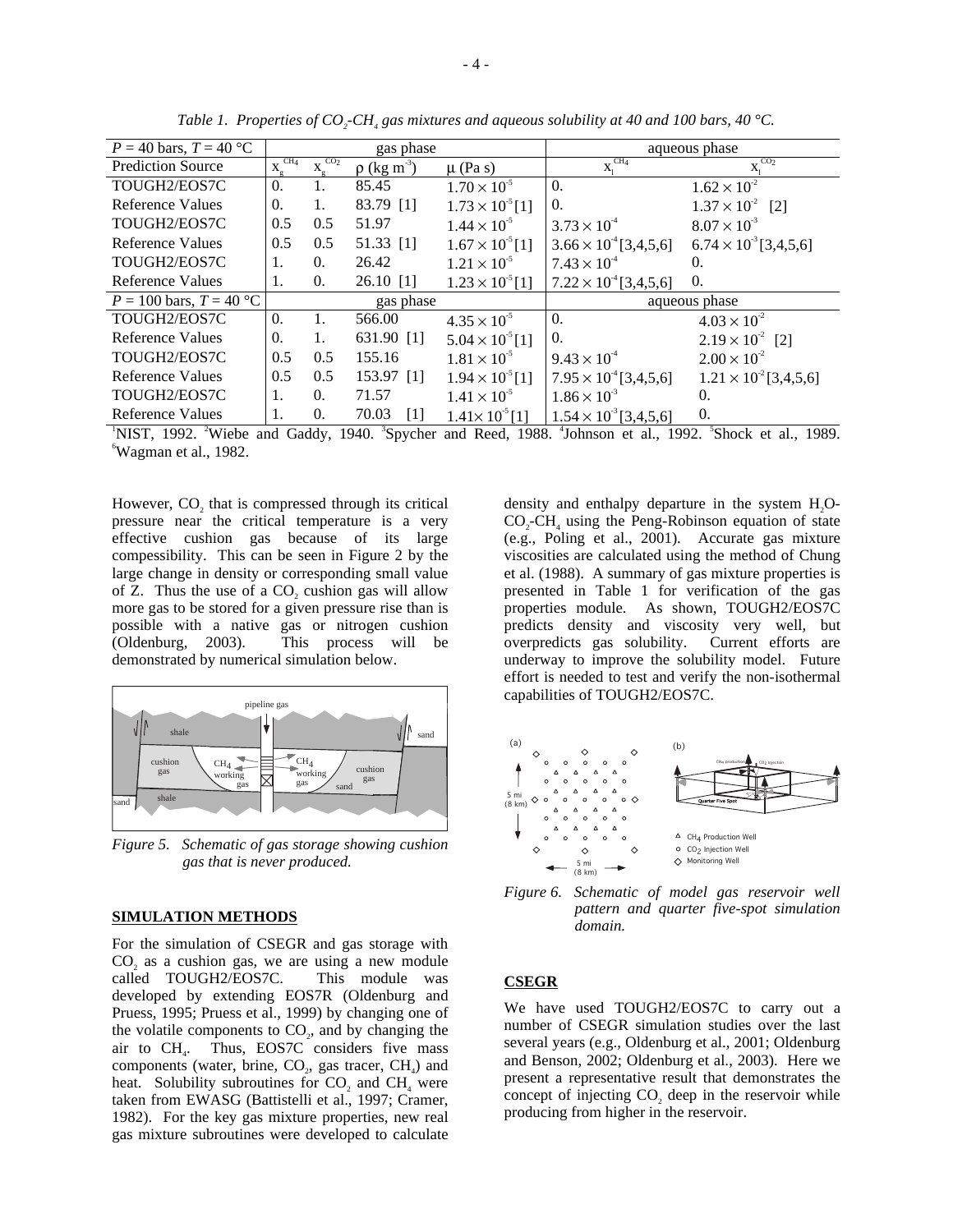*Table 1. Properties of $CO_2$-$CH_4$ gas mixtures and aqueous solubility at 40 and 100 bars, 40 °C.*

| $P$ = 40 bars, $T$ = 40 °C | gas phase | | | | aqueous phase | |
|---|---|---|---|---|---|---|
| Prediction Source | $x_g^{CH_4}$ | $x_g^{CO_2}$ | $\rho$ (kg m$^{-3}$) | $\mu$ (Pa s) | $x_l^{CH_4}$ | $x_l^{CO_2}$ |
| TOUGH2/EOS7C | 0. | 1. | 85.45 | $1.70 \times 10^{-5}$ | 0. | $1.62 \times 10^{-2}$ |
| Reference Values | 0. | 1. | 83.79 [1] | $1.73 \times 10^{-5}$ [1] | 0. | $1.37 \times 10^{-2}$ [2] |
| TOUGH2/EOS7C | 0.5 | 0.5 | 51.97 | $1.44 \times 10^{-5}$ | $3.73 \times 10^{-4}$ | $8.07 \times 10^{-3}$ |
| Reference Values | 0.5 | 0.5 | 51.33 [1] | $1.67 \times 10^{-5}$ [1] | $3.66 \times 10^{-4}$ [3,4,5,6] | $6.74 \times 10^{-3}$ [3,4,5,6] |
| TOUGH2/EOS7C | 1. | 0. | 26.42 | $1.21 \times 10^{-5}$ | $7.43 \times 10^{-4}$ | 0. |
| Reference Values | 1. | 0. | 26.10 [1] | $1.23 \times 10^{-5}$ [1] | $7.22 \times 10^{-4}$ [3,4,5,6] | 0. |
| $P$ = 100 bars, $T$ = 40 °C | gas phase | | | | aqueous phase | |
| TOUGH2/EOS7C | 0. | 1. | 566.00 | $4.35 \times 10^{-5}$ | 0. | $4.03 \times 10^{-2}$ |
| Reference Values | 0. | 1. | 631.90 [1] | $5.04 \times 10^{-5}$ [1] | 0. | $2.19 \times 10^{-2}$ [2] |
| TOUGH2/EOS7C | 0.5 | 0.5 | 155.16 | $1.81 \times 10^{-5}$ | $9.43 \times 10^{-4}$ | $2.00 \times 10^{-2}$ |
| Reference Values | 0.5 | 0.5 | 153.97 [1] | $1.94 \times 10^{-5}$ [1] | $7.95 \times 10^{-4}$ [3,4,5,6] | $1.21 \times 10^{-2}$ [3,4,5,6] |
| TOUGH2/EOS7C | 1. | 0. | 71.57 | $1.41 \times 10^{-5}$ | $1.86 \times 10^{-3}$ | 0. |
| Reference Values | 1. | 0. | 70.03 [1] | $1.41 \times 10^{-5}$ [1] | $1.54 \times 10^{-3}$ [3,4,5,6] | 0. |

[1]NIST, 1992. [2]Wiebe and Gaddy, 1940. [3]Spycher and Reed, 1988. [4]Johnson et al., 1992. [5]Shock et al., 1989. [6]Wagman et al., 1982.

However, $CO_2$ that is compressed through its critical pressure near the critical temperature is a very effective cushion gas because of its large compessibility. This can be seen in Figure 2 by the large change in density or corresponding small value of Z. Thus the use of a $CO_2$ cushion gas will allow more gas to be stored for a given pressure rise than is possible with a native gas or nitrogen cushion (Oldenburg, 2003). This process will be demonstrated by numerical simulation below.

*Figure 5. Schematic of gas storage showing cushion gas that is never produced.*

## SIMULATION METHODS

For the simulation of CSEGR and gas storage with $CO_2$ as a cushion gas, we are using a new module called TOUGH2/EOS7C. This module was developed by extending EOS7R (Oldenburg and Pruess, 1995; Pruess et al., 1999) by changing one of the volatile components to $CO_2$, and by changing the air to $CH_4$. Thus, EOS7C considers five mass components (water, brine, $CO_2$, gas tracer, $CH_4$) and heat. Solubility subroutines for $CO_2$ and $CH_4$ were taken from EWASG (Battistelli et al., 1997; Cramer, 1982). For the key gas mixture properties, new real gas mixture subroutines were developed to calculate density and enthalpy departure in the system $H_2O$-$CO_2$-$CH_4$ using the Peng-Robinson equation of state (e.g., Poling et al., 2001). Accurate gas mixture viscosities are calculated using the method of Chung et al. (1988). A summary of gas mixture properties is presented in Table 1 for verification of the gas properties module. As shown, TOUGH2/EOS7C predicts density and viscosity very well, but overpredicts gas solubility. Current efforts are underway to improve the solubility model. Future effort is needed to test and verify the non-isothermal capabilities of TOUGH2/EOS7C.

*Figure 6. Schematic of model gas reservoir well pattern and quarter five-spot simulation domain.*

## CSEGR

We have used TOUGH2/EOS7C to carry out a number of CSEGR simulation studies over the last several years (e.g., Oldenburg et al., 2001; Oldenburg and Benson, 2002; Oldenburg et al., 2003). Here we present a representative result that demonstrates the concept of injecting $CO_2$ deep in the reservoir while producing from higher in the reservoir.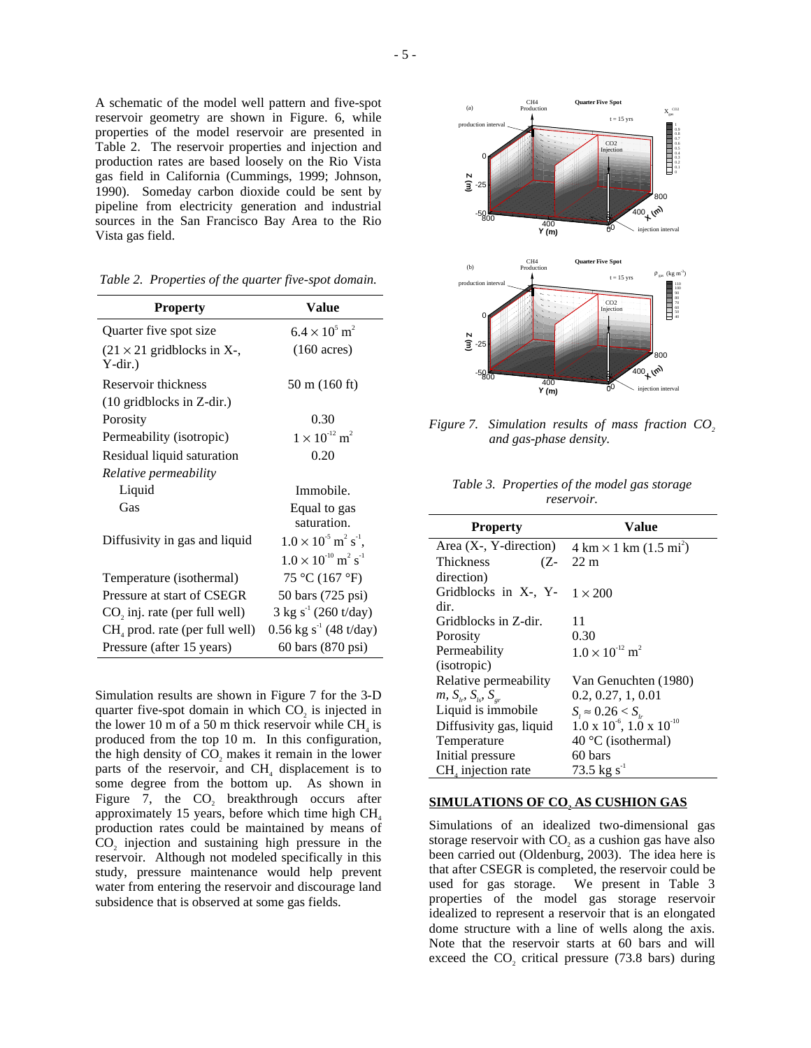A schematic of the model well pattern and five-spot reservoir geometry are shown in Figure. 6, while properties of the model reservoir are presented in Table 2. The reservoir properties and injection and production rates are based loosely on the Rio Vista gas field in California (Cummings, 1999; Johnson, 1990). Someday carbon dioxide could be sent by pipeline from electricity generation and industrial sources in the San Francisco Bay Area to the Rio Vista gas field.

*Table 2. Properties of the quarter five-spot domain.*

| Property | Value |
|---|---|
| Quarter five spot size ($21 \times 21$ gridblocks in X-, Y-dir.) | $6.4 \times 10^5$ m$^2$ (160 acres) |
| Reservoir thickness (10 gridblocks in Z-dir.) | 50 m (160 ft) |
| Porosity | 0.30 |
| Permeability (isotropic) | $1 \times 10^{-12}$ m$^2$ |
| Residual liquid saturation | 0.20 |
| *Relative permeability* | |
| Liquid | Immobile. |
| Gas | Equal to gas saturation. |
| Diffusivity in gas and liquid | $1.0 \times 10^{-5}$ m$^2$ s$^{-1}$, $1.0 \times 10^{-10}$ m$^2$ s$^{-1}$ |
| Temperature (isothermal) | 75 °C (167 °F) |
| Pressure at start of CSEGR | 50 bars (725 psi) |
| $CO_2$ inj. rate (per full well) | 3 kg s$^{-1}$ (260 t/day) |
| $CH_4$ prod. rate (per full well) | 0.56 kg s$^{-1}$ (48 t/day) |
| Pressure (after 15 years) | 60 bars (870 psi) |

Simulation results are shown in Figure 7 for the 3-D quarter five-spot domain in which $CO_2$ is injected in the lower 10 m of a 50 m thick reservoir while $CH_4$ is produced from the top 10 m. In this configuration, the high density of $CO_2$ makes it remain in the lower parts of the reservoir, and $CH_4$ displacement is to some degree from the bottom up. As shown in Figure 7, the $CO_2$ breakthrough occurs after approximately 15 years, before which time high $CH_4$ production rates could be maintained by means of $CO_2$ injection and sustaining high pressure in the reservoir. Although not modeled specifically in this study, pressure maintenance would help prevent water from entering the reservoir and discourage land subsidence that is observed at some gas fields.

*Figure 7. Simulation results of mass fraction $CO_2$ and gas-phase density.*

*Table 3. Properties of the model gas storage reservoir.*

| Property | Value |
|---|---|
| Area (X-, Y-direction) | 4 km $\times$ 1 km (1.5 mi$^2$) |
| Thickness (Z-direction) | 22 m |
| Gridblocks in X-, Y-dir. | $1 \times 200$ |
| Gridblocks in Z-dir. | 11 |
| Porosity | 0.30 |
| Permeability (isotropic) | $1.0 \times 10^{-12}$ m$^2$ |
| Relative permeability | Van Genuchten (1980) |
| $m$, $S_{lr}$, $S_{ls}$, $S_{gr}$ | 0.2, 0.27, 1, 0.01 |
| Liquid is immobile | $S_l \approx 0.26 < S_{lr}$ |
| Diffusivity gas, liquid | 1.0 x 10$^{-6}$, 1.0 x 10$^{-10}$ |
| Temperature | 40 °C (isothermal) |
| Initial pressure | 60 bars |
| $CH_4$ injection rate | 73.5 kg s$^{-1}$ |

## SIMULATIONS OF $CO_2$ AS CUSHION GAS

Simulations of an idealized two-dimensional gas storage reservoir with $CO_2$ as a cushion gas have also been carried out (Oldenburg, 2003). The idea here is that after CSEGR is completed, the reservoir could be used for gas storage. We present in Table 3 properties of the model gas storage reservoir idealized to represent a reservoir that is an elongated dome structure with a line of wells along the axis. Note that the reservoir starts at 60 bars and will exceed the $CO_2$ critical pressure (73.8 bars) during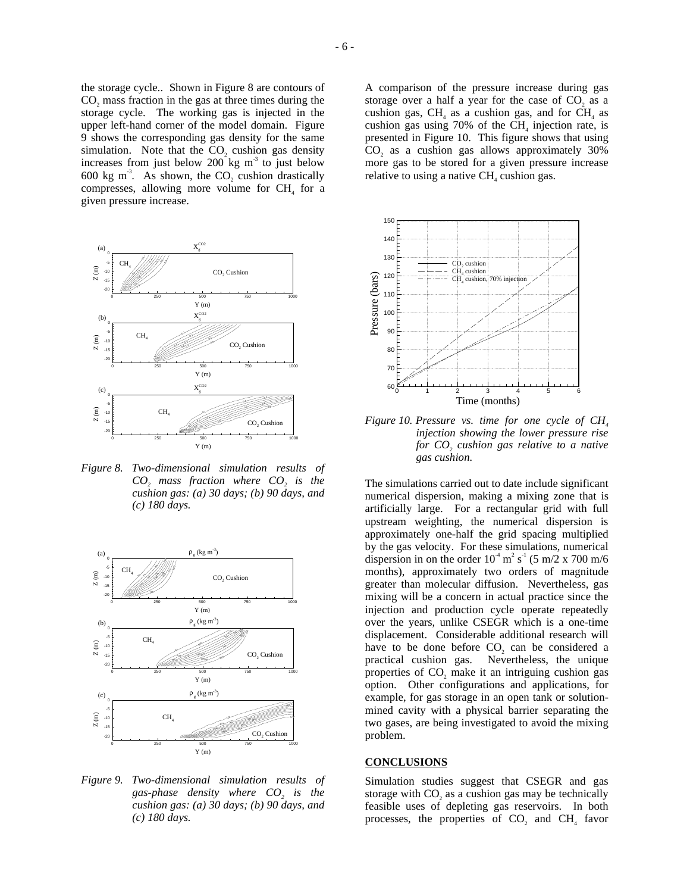the storage cycle.. Shown in Figure 8 are contours of $CO_2$ mass fraction in the gas at three times during the storage cycle. The working gas is injected in the upper left-hand corner of the model domain. Figure 9 shows the corresponding gas density for the same simulation. Note that the $CO_2$ cushion gas density increases from just below 200 kg m$^{-3}$ to just below 600 kg m$^{-3}$. As shown, the $CO_2$ cushion drastically compresses, allowing more volume for $CH_4$ for a given pressure increase.

*Figure 8. Two-dimensional simulation results of $CO_2$ mass fraction where $CO_2$ is the cushion gas: (a) 30 days; (b) 90 days, and (c) 180 days.*

*Figure 9. Two-dimensional simulation results of gas-phase density where $CO_2$ is the cushion gas: (a) 30 days; (b) 90 days, and (c) 180 days.*

A comparison of the pressure increase during gas storage over a half a year for the case of $CO_2$ as a cushion gas, $CH_4$ as a cushion gas, and for $CH_4$ as cushion gas using 70% of the $CH_4$ injection rate, is presented in Figure 10. This figure shows that using $CO_2$ as a cushion gas allows approximately 30% more gas to be stored for a given pressure increase relative to using a native $CH_4$ cushion gas.

*Figure 10. Pressure vs. time for one cycle of $CH_4$ injection showing the lower pressure rise for $CO_2$ cushion gas relative to a native gas cushion.*

The simulations carried out to date include significant numerical dispersion, making a mixing zone that is artificially large. For a rectangular grid with full upstream weighting, the numerical dispersion is approximately one-half the grid spacing multiplied by the gas velocity. For these simulations, numerical dispersion in on the order $10^{-4}$ m$^2$ s$^{-1}$ (5 m/2 x 700 m/6 months), approximately two orders of magnitude greater than molecular diffusion. Nevertheless, gas mixing will be a concern in actual practice since the injection and production cycle operate repeatedly over the years, unlike CSEGR which is a one-time displacement. Considerable additional research will have to be done before $CO_2$ can be considered a practical cushion gas. Nevertheless, the unique properties of $CO_2$ make it an intriguing cushion gas option. Other configurations and applications, for example, for gas storage in an open tank or solution-mined cavity with a physical barrier separating the two gases, are being investigated to avoid the mixing problem.

## CONCLUSIONS

Simulation studies suggest that CSEGR and gas storage with $CO_2$ as a cushion gas may be technically feasible uses of depleting gas reservoirs. In both processes, the properties of $CO_2$ and $CH_4$ favor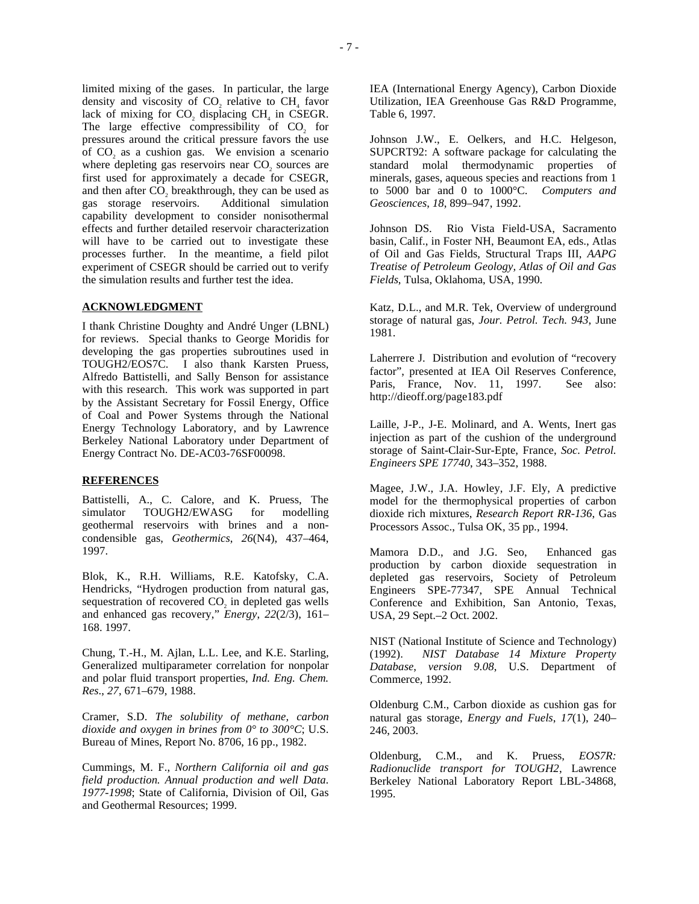limited mixing of the gases. In particular, the large density and viscosity of $CO_2$ relative to $CH_4$ favor lack of mixing for $CO_2$ displacing $CH_4$ in CSEGR. The large effective compressibility of $CO_2$ for pressures around the critical pressure favors the use of $CO_2$ as a cushion gas. We envision a scenario where depleting gas reservoirs near $CO_2$ sources are first used for approximately a decade for CSEGR, and then after $CO_2$ breakthrough, they can be used as gas storage reservoirs. Additional simulation capability development to consider nonisothermal effects and further detailed reservoir characterization will have to be carried out to investigate these processes further. In the meantime, a field pilot experiment of CSEGR should be carried out to verify the simulation results and further test the idea.

## ACKNOWLEDGMENT

I thank Christine Doughty and André Unger (LBNL) for reviews. Special thanks to George Moridis for developing the gas properties subroutines used in TOUGH2/EOS7C. I also thank Karsten Pruess, Alfredo Battistelli, and Sally Benson for assistance with this research. This work was supported in part by the Assistant Secretary for Fossil Energy, Office of Coal and Power Systems through the National Energy Technology Laboratory, and by Lawrence Berkeley National Laboratory under Department of Energy Contract No. DE-AC03-76SF00098.

## REFERENCES

Battistelli, A., C. Calore, and K. Pruess, The simulator TOUGH2/EWASG for modelling geothermal reservoirs with brines and a non-condensible gas, *Geothermics*, *26*(N4), 437–464, 1997.

Blok, K., R.H. Williams, R.E. Katofsky, C.A. Hendricks, "Hydrogen production from natural gas, sequestration of recovered $CO_2$ in depleted gas wells and enhanced gas recovery," *Energy*, *22*(2/3), 161–168. 1997.

Chung, T.-H., M. Ajlan, L.L. Lee, and K.E. Starling, Generalized multiparameter correlation for nonpolar and polar fluid transport properties, *Ind. Eng. Chem. Res*., *27*, 671–679, 1988.

Cramer, S.D. *The solubility of methane, carbon dioxide and oxygen in brines from 0° to 300°C*; U.S. Bureau of Mines, Report No. 8706, 16 pp., 1982.

Cummings, M. F., *Northern California oil and gas field production. Annual production and well Data. 1977-1998*; State of California, Division of Oil, Gas and Geothermal Resources; 1999.

IEA (International Energy Agency), Carbon Dioxide Utilization, IEA Greenhouse Gas R&D Programme, Table 6, 1997.

Johnson J.W., E. Oelkers, and H.C. Helgeson, SUPCRT92: A software package for calculating the standard molal thermodynamic properties of minerals, gases, aqueous species and reactions from 1 to 5000 bar and 0 to 1000°C. *Computers and Geosciences*, *18*, 899–947, 1992.

Johnson DS. Rio Vista Field-USA, Sacramento basin, Calif., in Foster NH, Beaumont EA, eds., Atlas of Oil and Gas Fields, Structural Traps III, *AAPG Treatise of Petroleum Geology, Atlas of Oil and Gas Fields*, Tulsa, Oklahoma, USA, 1990.

Katz, D.L., and M.R. Tek, Overview of underground storage of natural gas, *Jour. Petrol. Tech. 943*, June 1981.

Laherrere J. Distribution and evolution of "recovery factor", presented at IEA Oil Reserves Conference, Paris, France, Nov. 11, 1997. See also: http://dieoff.org/page183.pdf

Laille, J-P., J-E. Molinard, and A. Wents, Inert gas injection as part of the cushion of the underground storage of Saint-Clair-Sur-Epte, France, *Soc. Petrol. Engineers SPE 17740*, 343–352, 1988.

Magee, J.W., J.A. Howley, J.F. Ely, A predictive model for the thermophysical properties of carbon dioxide rich mixtures, *Research Report RR-136*, Gas Processors Assoc., Tulsa OK, 35 pp., 1994.

Mamora D.D., and J.G. Seo, Enhanced gas production by carbon dioxide sequestration in depleted gas reservoirs, Society of Petroleum Engineers SPE-77347, SPE Annual Technical Conference and Exhibition, San Antonio, Texas, USA, 29 Sept.–2 Oct. 2002.

NIST (National Institute of Science and Technology) (1992). *NIST Database 14 Mixture Property Database, version 9.08*, U.S. Department of Commerce, 1992.

Oldenburg C.M., Carbon dioxide as cushion gas for natural gas storage, *Energy and Fuels*, *17*(1), 240–246, 2003.

Oldenburg, C.M., and K. Pruess, *EOS7R: Radionuclide transport for TOUGH2*, Lawrence Berkeley National Laboratory Report LBL-34868, 1995.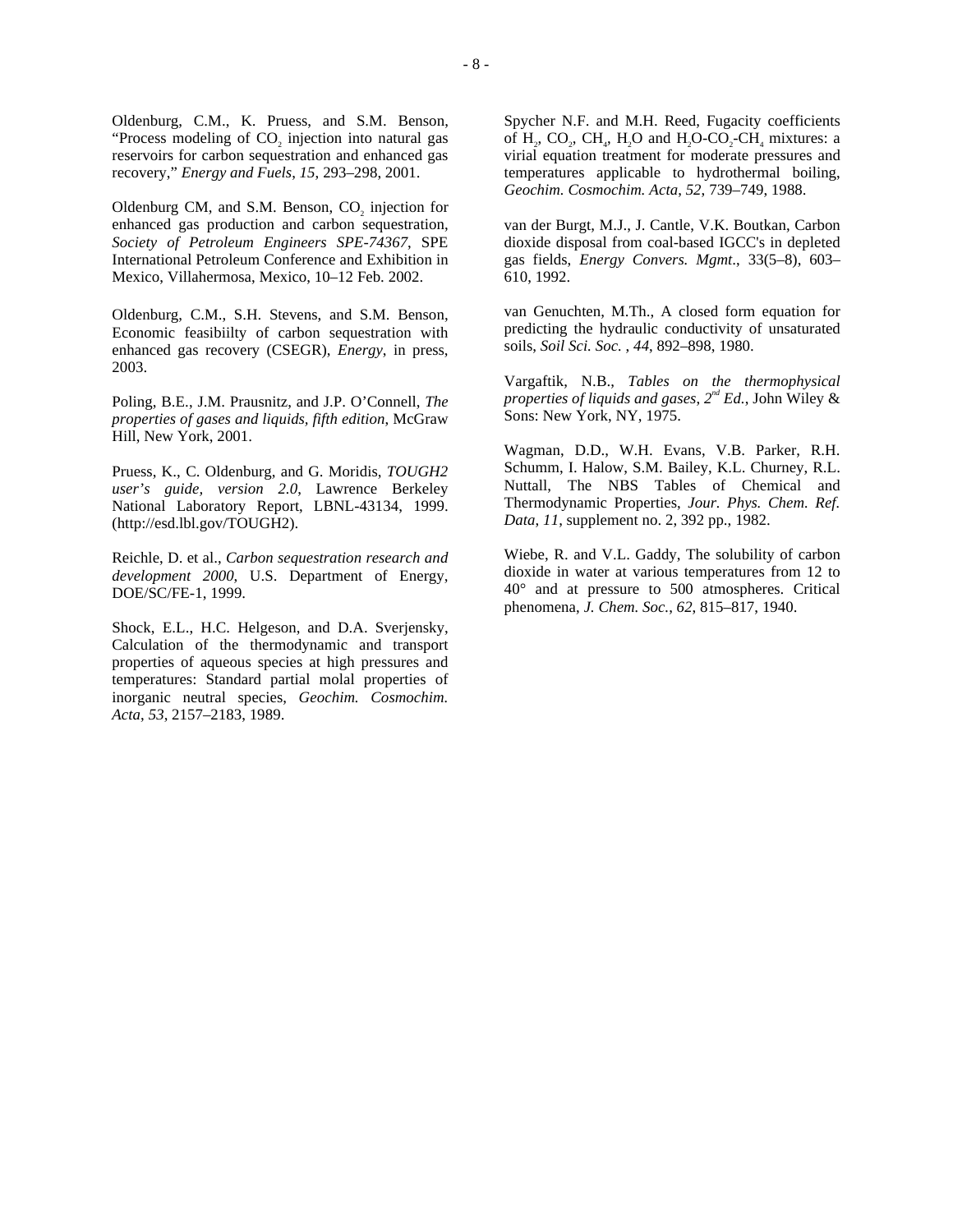Oldenburg, C.M., K. Pruess, and S.M. Benson, "Process modeling of $CO_2$ injection into natural gas reservoirs for carbon sequestration and enhanced gas recovery," *Energy and Fuels*, *15*, 293–298, 2001.

Oldenburg CM, and S.M. Benson, $CO_2$ injection for enhanced gas production and carbon sequestration, *Society of Petroleum Engineers SPE-74367*, SPE International Petroleum Conference and Exhibition in Mexico, Villahermosa, Mexico, 10–12 Feb. 2002.

Oldenburg, C.M., S.H. Stevens, and S.M. Benson, Economic feasibiilty of carbon sequestration with enhanced gas recovery (CSEGR), *Energy*, in press, 2003.

Poling, B.E., J.M. Prausnitz, and J.P. O'Connell, *The properties of gases and liquids, fifth edition*, McGraw Hill, New York, 2001.

Pruess, K., C. Oldenburg, and G. Moridis, *TOUGH2 user's guide, version 2.0*, Lawrence Berkeley National Laboratory Report, LBNL-43134, 1999. (http://esd.lbl.gov/TOUGH2).

Reichle, D. et al., *Carbon sequestration research and development 2000*, U.S. Department of Energy, DOE/SC/FE-1, 1999.

Shock, E.L., H.C. Helgeson, and D.A. Sverjensky, Calculation of the thermodynamic and transport properties of aqueous species at high pressures and temperatures: Standard partial molal properties of inorganic neutral species, *Geochim. Cosmochim. Acta*, *53*, 2157–2183, 1989.

Spycher N.F. and M.H. Reed, Fugacity coefficients of $H_2$, $CO_2$, $CH_4$, $H_2O$ and $H_2O$-$CO_2$-$CH_4$ mixtures: a virial equation treatment for moderate pressures and temperatures applicable to hydrothermal boiling, *Geochim. Cosmochim. Acta*, *52*, 739–749, 1988.

van der Burgt, M.J., J. Cantle, V.K. Boutkan, Carbon dioxide disposal from coal-based IGCC's in depleted gas fields, *Energy Convers. Mgmt*., 33(5–8), 603–610, 1992.

van Genuchten, M.Th., A closed form equation for predicting the hydraulic conductivity of unsaturated soils, *Soil Sci. Soc.* , *44*, 892–898, 1980.

Vargaftik, N.B., *Tables on the thermophysical properties of liquids and gases, 2nd Ed.*, John Wiley & Sons: New York, NY, 1975.

Wagman, D.D., W.H. Evans, V.B. Parker, R.H. Schumm, I. Halow, S.M. Bailey, K.L. Churney, R.L. Nuttall, The NBS Tables of Chemical and Thermodynamic Properties, *Jour. Phys. Chem. Ref. Data*, *11*, supplement no. 2, 392 pp., 1982.

Wiebe, R. and V.L. Gaddy, The solubility of carbon dioxide in water at various temperatures from 12 to 40° and at pressure to 500 atmospheres. Critical phenomena, *J. Chem. Soc.*, *62*, 815–817, 1940.